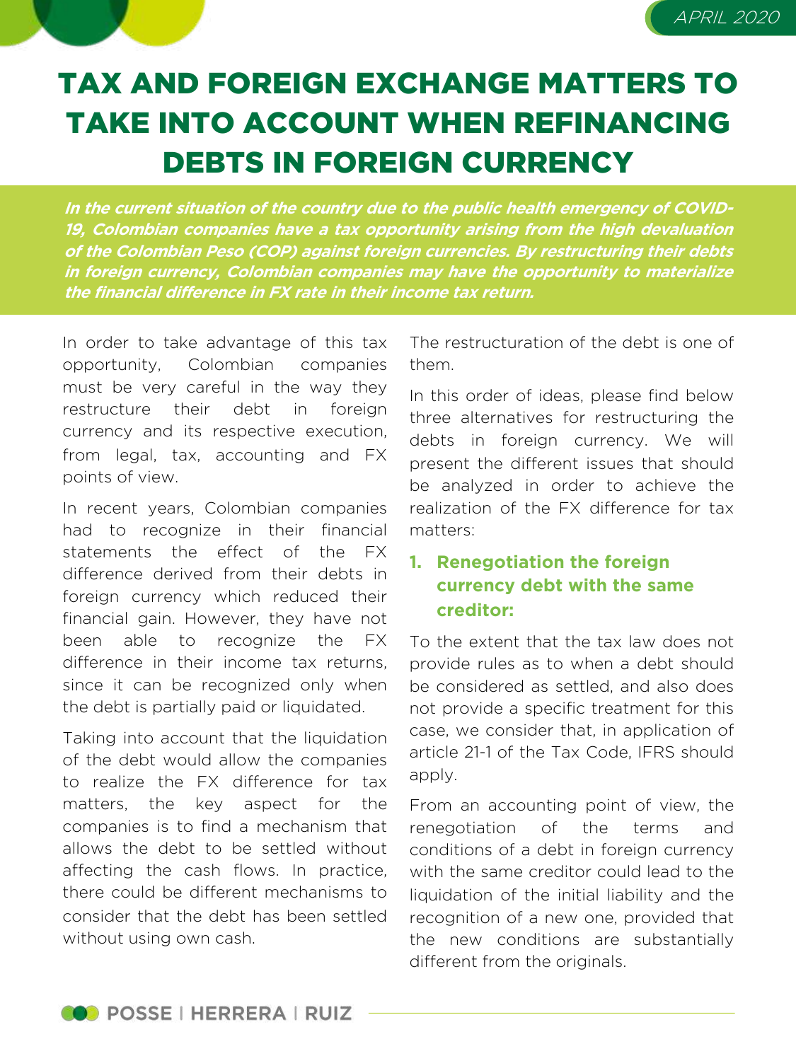APRIL 2020

# TAX AND FOREIGN EXCHANGE MATTERS TO TAKE INTO ACCOUNT WHEN REFINANCING DEBTS IN FOREIGN CURRENCY

***In the current situation of the country due to the public health emergency of COVID-19, Colombian companies have a tax opportunity arising from the high devaluation of the Colombian Peso (COP) against foreign currencies. By restructuring their debts in foreign currency, Colombian companies may have the opportunity to materialize the financial difference in FX rate in their income tax return.***

In order to take advantage of this tax opportunity, Colombian companies must be very careful in the way they restructure their debt in foreign currency and its respective execution, from legal, tax, accounting and FX points of view.

In recent years, Colombian companies had to recognize in their financial statements the effect of the FX difference derived from their debts in foreign currency which reduced their financial gain. However, they have not been able to recognize the FX difference in their income tax returns, since it can be recognized only when the debt is partially paid or liquidated.

Taking into account that the liquidation of the debt would allow the companies to realize the FX difference for tax matters, the key aspect for the companies is to find a mechanism that allows the debt to be settled without affecting the cash flows. In practice, there could be different mechanisms to consider that the debt has been settled without using own cash. The restructuration of the debt is one of them.

In this order of ideas, please find below three alternatives for restructuring the debts in foreign currency. We will present the different issues that should be analyzed in order to achieve the realization of the FX difference for tax matters:

## 1. Renegotiation the foreign currency debt with the same creditor:

To the extent that the tax law does not provide rules as to when a debt should be considered as settled, and also does not provide a specific treatment for this case, we consider that, in application of article 21-1 of the Tax Code, IFRS should apply.

From an accounting point of view, the renegotiation of the terms and conditions of a debt in foreign currency with the same creditor could lead to the liquidation of the initial liability and the recognition of a new one, provided that the new conditions are substantially different from the originals.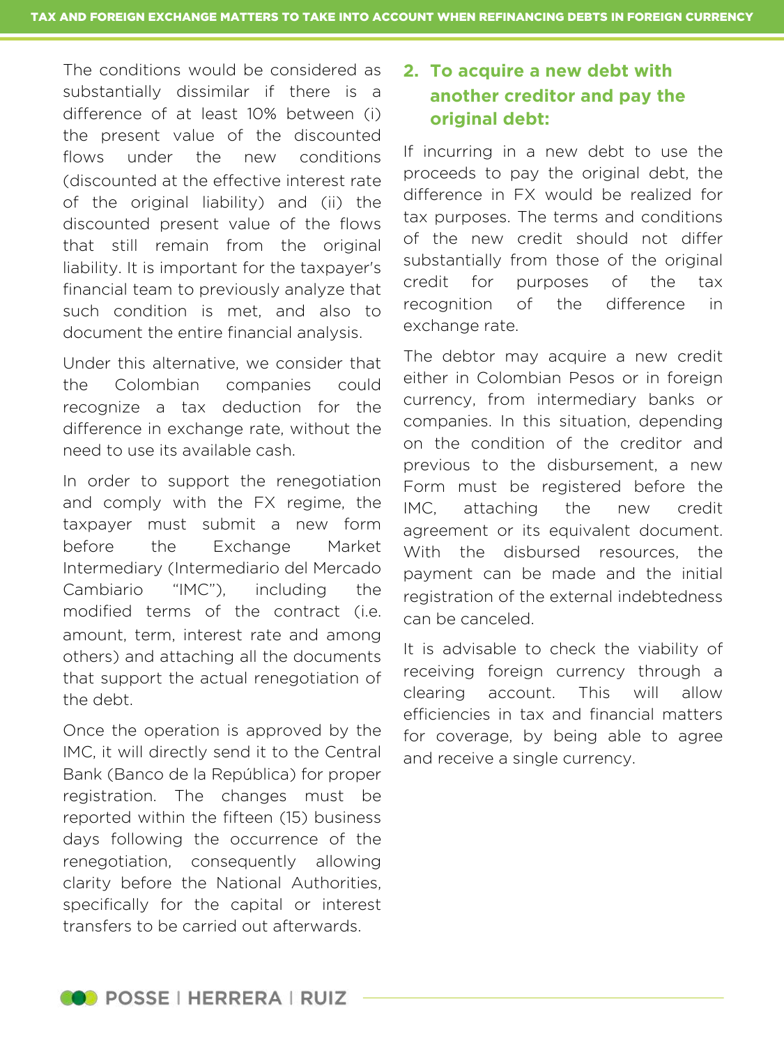The conditions would be considered as substantially dissimilar if there is a difference of at least 10% between (i) the present value of the discounted flows under the new conditions (discounted at the effective interest rate of the original liability) and (ii) the discounted present value of the flows that still remain from the original liability. It is important for the taxpayer's financial team to previously analyze that such condition is met, and also to document the entire financial analysis.

Under this alternative, we consider that the Colombian companies could recognize a tax deduction for the difference in exchange rate, without the need to use its available cash.

In order to support the renegotiation and comply with the FX regime, the taxpayer must submit a new form before the Exchange Market Intermediary (Intermediario del Mercado Cambiario "IMC"), including the modified terms of the contract (i.e. amount, term, interest rate and among others) and attaching all the documents that support the actual renegotiation of the debt.

Once the operation is approved by the IMC, it will directly send it to the Central Bank (Banco de la República) for proper registration. The changes must be reported within the fifteen (15) business days following the occurrence of the renegotiation, consequently allowing clarity before the National Authorities, specifically for the capital or interest transfers to be carried out afterwards.

## 2. To acquire a new debt with another creditor and pay the original debt:

If incurring in a new debt to use the proceeds to pay the original debt, the difference in FX would be realized for tax purposes. The terms and conditions of the new credit should not differ substantially from those of the original credit for purposes of the tax recognition of the difference in exchange rate.

The debtor may acquire a new credit either in Colombian Pesos or in foreign currency, from intermediary banks or companies. In this situation, depending on the condition of the creditor and previous to the disbursement, a new Form must be registered before the IMC, attaching the new credit agreement or its equivalent document. With the disbursed resources, the payment can be made and the initial registration of the external indebtedness can be canceled.

It is advisable to check the viability of receiving foreign currency through a clearing account. This will allow efficiencies in tax and financial matters for coverage, by being able to agree and receive a single currency.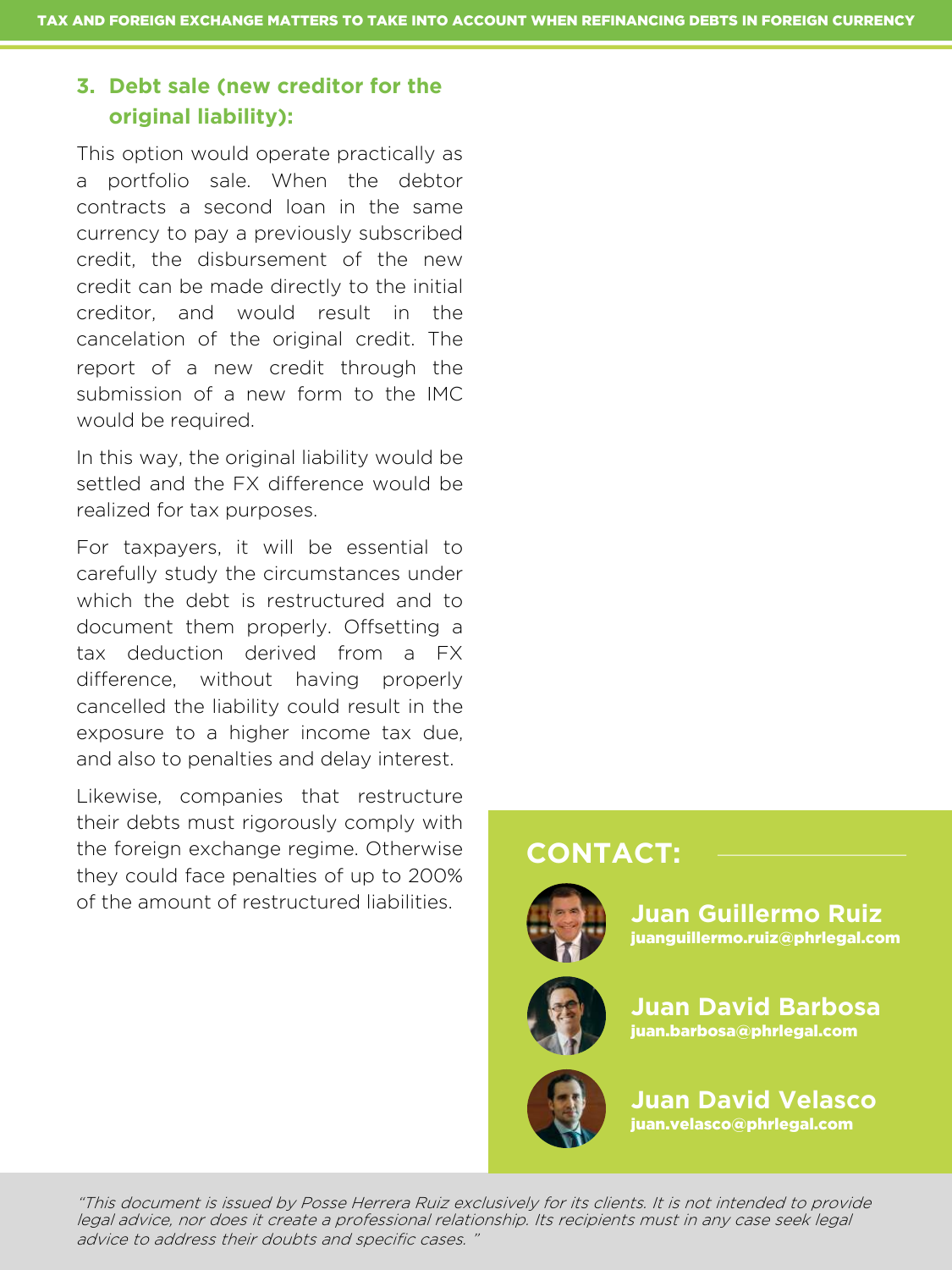### 3. Debt sale (new creditor for the original liability):

This option would operate practically as a portfolio sale. When the debtor contracts a second loan in the same currency to pay a previously subscribed credit, the disbursement of the new credit can be made directly to the initial creditor, and would result in the cancelation of the original credit. The report of a new credit through the submission of a new form to the IMC would be required.

In this way, the original liability would be settled and the FX difference would be realized for tax purposes.

For taxpayers, it will be essential to carefully study the circumstances under which the debt is restructured and to document them properly. Offsetting a tax deduction derived from a FX difference, without having properly cancelled the liability could result in the exposure to a higher income tax due, and also to penalties and delay interest.

Likewise, companies that restructure their debts must rigorously comply with the foreign exchange regime. Otherwise they could face penalties of up to 200% of the amount of restructured liabilities.

## CONTACT:

**Juan Guillermo Ruiz**
juanguillermo.ruiz@phrlegal.com

**Juan David Barbosa**
juan.barbosa@phrlegal.com

**Juan David Velasco**
juan.velasco@phrlegal.com

*"This document is issued by Posse Herrera Ruiz exclusively for its clients. It is not intended to provide legal advice, nor does it create a professional relationship. Its recipients must in any case seek legal advice to address their doubts and specific cases. "*